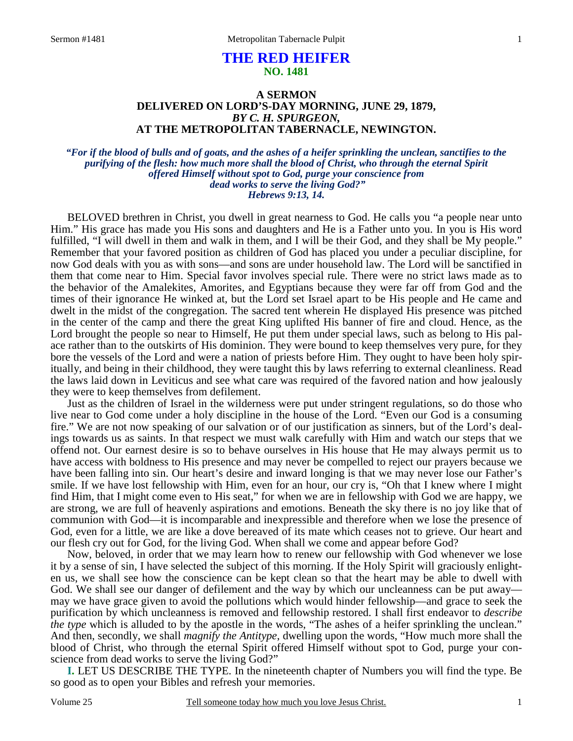# THE RED HEIFER
## NO. 1481

### A SERMON DELIVERED ON LORD'S-DAY MORNING, JUNE 29, 1879, *BY C. H. SPURGEON,* AT THE METROPOLITAN TABERNACLE, NEWINGTON.

***"For if the blood of bulls and of goats, and the ashes of a heifer sprinkling the unclean, sanctifies to the purifying of the flesh: how much more shall the blood of Christ, who through the eternal Spirit offered Himself without spot to God, purge your conscience from dead works to serve the living God?"***
***Hebrews 9:13, 14.***

BELOVED brethren in Christ, you dwell in great nearness to God. He calls you "a people near unto Him." His grace has made you His sons and daughters and He is a Father unto you. In you is His word fulfilled, "I will dwell in them and walk in them, and I will be their God, and they shall be My people." Remember that your favored position as children of God has placed you under a peculiar discipline, for now God deals with you as with sons—and sons are under household law. The Lord will be sanctified in them that come near to Him. Special favor involves special rule. There were no strict laws made as to the behavior of the Amalekites, Amorites, and Egyptians because they were far off from God and the times of their ignorance He winked at, but the Lord set Israel apart to be His people and He came and dwelt in the midst of the congregation. The sacred tent wherein He displayed His presence was pitched in the center of the camp and there the great King uplifted His banner of fire and cloud. Hence, as the Lord brought the people so near to Himself, He put them under special laws, such as belong to His palace rather than to the outskirts of His dominion. They were bound to keep themselves very pure, for they bore the vessels of the Lord and were a nation of priests before Him. They ought to have been holy spiritually, and being in their childhood, they were taught this by laws referring to external cleanliness. Read the laws laid down in Leviticus and see what care was required of the favored nation and how jealously they were to keep themselves from defilement.

Just as the children of Israel in the wilderness were put under stringent regulations, so do those who live near to God come under a holy discipline in the house of the Lord. "Even our God is a consuming fire." We are not now speaking of our salvation or of our justification as sinners, but of the Lord's dealings towards us as saints. In that respect we must walk carefully with Him and watch our steps that we offend not. Our earnest desire is so to behave ourselves in His house that He may always permit us to have access with boldness to His presence and may never be compelled to reject our prayers because we have been falling into sin. Our heart's desire and inward longing is that we may never lose our Father's smile. If we have lost fellowship with Him, even for an hour, our cry is, "Oh that I knew where I might find Him, that I might come even to His seat," for when we are in fellowship with God we are happy, we are strong, we are full of heavenly aspirations and emotions. Beneath the sky there is no joy like that of communion with God—it is incomparable and inexpressible and therefore when we lose the presence of God, even for a little, we are like a dove bereaved of its mate which ceases not to grieve. Our heart and our flesh cry out for God, for the living God. When shall we come and appear before God?

Now, beloved, in order that we may learn how to renew our fellowship with God whenever we lose it by a sense of sin, I have selected the subject of this morning. If the Holy Spirit will graciously enlighten us, we shall see how the conscience can be kept clean so that the heart may be able to dwell with God. We shall see our danger of defilement and the way by which our uncleanness can be put away—may we have grace given to avoid the pollutions which would hinder fellowship—and grace to seek the purification by which uncleanness is removed and fellowship restored. I shall first endeavor to *describe the type* which is alluded to by the apostle in the words, "The ashes of a heifer sprinkling the unclean." And then, secondly, we shall *magnify the Antitype*, dwelling upon the words, "How much more shall the blood of Christ, who through the eternal Spirit offered Himself without spot to God, purge your conscience from dead works to serve the living God?"

**I.** LET US DESCRIBE THE TYPE. In the nineteenth chapter of Numbers you will find the type. Be so good as to open your Bibles and refresh your memories.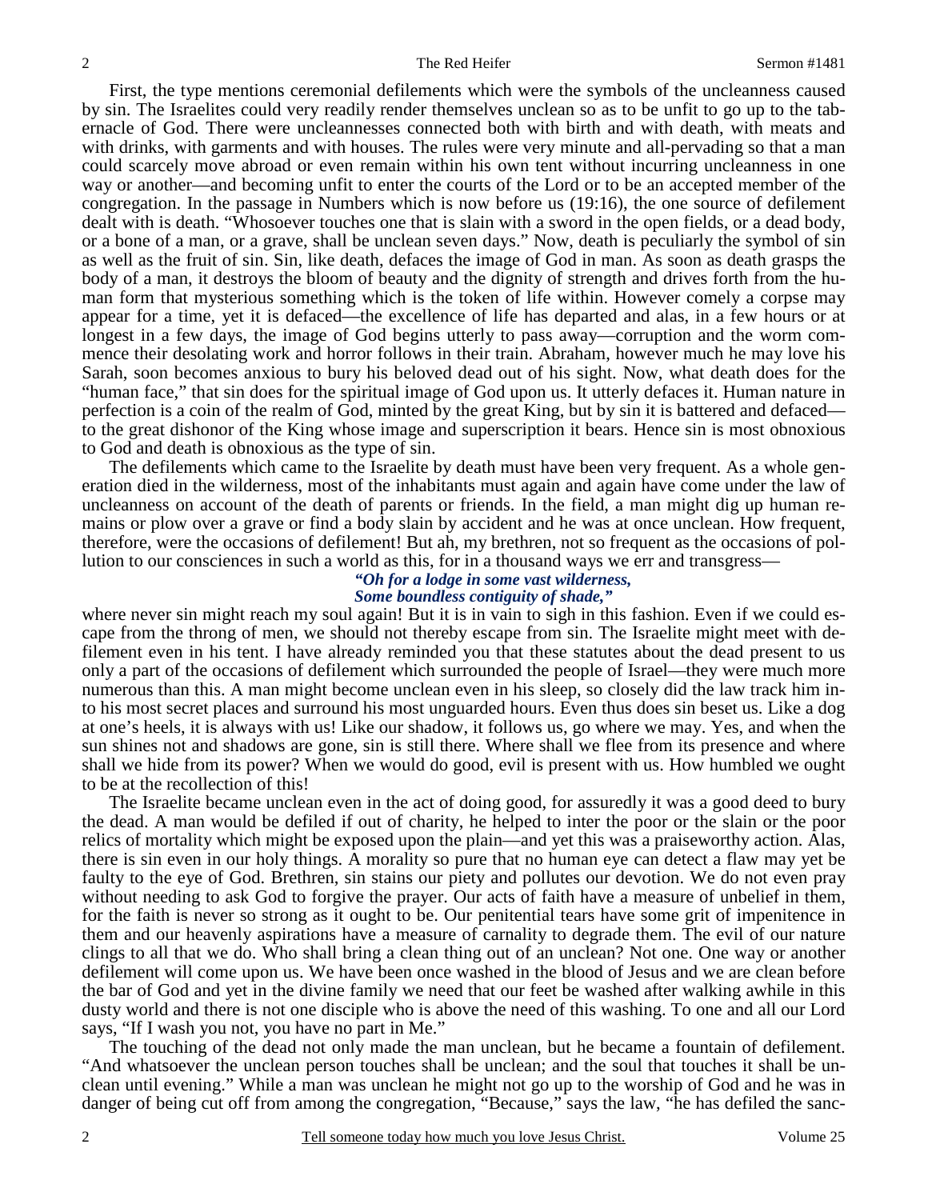First, the type mentions ceremonial defilements which were the symbols of the uncleanness caused by sin. The Israelites could very readily render themselves unclean so as to be unfit to go up to the tabernacle of God. There were uncleannesses connected both with birth and with death, with meats and with drinks, with garments and with houses. The rules were very minute and all-pervading so that a man could scarcely move abroad or even remain within his own tent without incurring uncleanness in one way or another—and becoming unfit to enter the courts of the Lord or to be an accepted member of the congregation. In the passage in Numbers which is now before us (19:16), the one source of defilement dealt with is death. "Whosoever touches one that is slain with a sword in the open fields, or a dead body, or a bone of a man, or a grave, shall be unclean seven days." Now, death is peculiarly the symbol of sin as well as the fruit of sin. Sin, like death, defaces the image of God in man. As soon as death grasps the body of a man, it destroys the bloom of beauty and the dignity of strength and drives forth from the human form that mysterious something which is the token of life within. However comely a corpse may appear for a time, yet it is defaced—the excellence of life has departed and alas, in a few hours or at longest in a few days, the image of God begins utterly to pass away—corruption and the worm commence their desolating work and horror follows in their train. Abraham, however much he may love his Sarah, soon becomes anxious to bury his beloved dead out of his sight. Now, what death does for the "human face," that sin does for the spiritual image of God upon us. It utterly defaces it. Human nature in perfection is a coin of the realm of God, minted by the great King, but by sin it is battered and defaced—to the great dishonor of the King whose image and superscription it bears. Hence sin is most obnoxious to God and death is obnoxious as the type of sin.

The defilements which came to the Israelite by death must have been very frequent. As a whole generation died in the wilderness, most of the inhabitants must again and again have come under the law of uncleanness on account of the death of parents or friends. In the field, a man might dig up human remains or plow over a grave or find a body slain by accident and he was at once unclean. How frequent, therefore, were the occasions of defilement! But ah, my brethren, not so frequent as the occasions of pollution to our consciences in such a world as this, for in a thousand ways we err and transgress—

***"Oh for a lodge in some vast wilderness,***
***Some boundless contiguity of shade,"***

where never sin might reach my soul again! But it is in vain to sigh in this fashion. Even if we could escape from the throng of men, we should not thereby escape from sin. The Israelite might meet with defilement even in his tent. I have already reminded you that these statutes about the dead present to us only a part of the occasions of defilement which surrounded the people of Israel—they were much more numerous than this. A man might become unclean even in his sleep, so closely did the law track him into his most secret places and surround his most unguarded hours. Even thus does sin beset us. Like a dog at one's heels, it is always with us! Like our shadow, it follows us, go where we may. Yes, and when the sun shines not and shadows are gone, sin is still there. Where shall we flee from its presence and where shall we hide from its power? When we would do good, evil is present with us. How humbled we ought to be at the recollection of this!

The Israelite became unclean even in the act of doing good, for assuredly it was a good deed to bury the dead. A man would be defiled if out of charity, he helped to inter the poor or the slain or the poor relics of mortality which might be exposed upon the plain—and yet this was a praiseworthy action. Alas, there is sin even in our holy things. A morality so pure that no human eye can detect a flaw may yet be faulty to the eye of God. Brethren, sin stains our piety and pollutes our devotion. We do not even pray without needing to ask God to forgive the prayer. Our acts of faith have a measure of unbelief in them, for the faith is never so strong as it ought to be. Our penitential tears have some grit of impenitence in them and our heavenly aspirations have a measure of carnality to degrade them. The evil of our nature clings to all that we do. Who shall bring a clean thing out of an unclean? Not one. One way or another defilement will come upon us. We have been once washed in the blood of Jesus and we are clean before the bar of God and yet in the divine family we need that our feet be washed after walking awhile in this dusty world and there is not one disciple who is above the need of this washing. To one and all our Lord says, "If I wash you not, you have no part in Me."

The touching of the dead not only made the man unclean, but he became a fountain of defilement. "And whatsoever the unclean person touches shall be unclean; and the soul that touches it shall be unclean until evening." While a man was unclean he might not go up to the worship of God and he was in danger of being cut off from among the congregation, "Because," says the law, "he has defiled the sanc-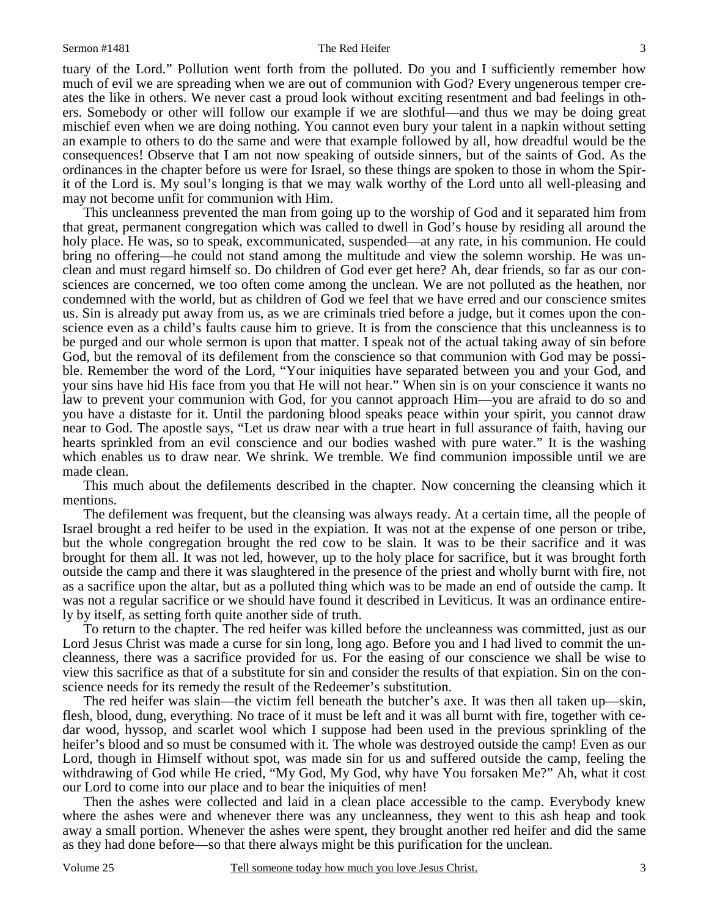tuary of the Lord." Pollution went forth from the polluted. Do you and I sufficiently remember how much of evil we are spreading when we are out of communion with God? Every ungenerous temper creates the like in others. We never cast a proud look without exciting resentment and bad feelings in others. Somebody or other will follow our example if we are slothful—and thus we may be doing great mischief even when we are doing nothing. You cannot even bury your talent in a napkin without setting an example to others to do the same and were that example followed by all, how dreadful would be the consequences! Observe that I am not now speaking of outside sinners, but of the saints of God. As the ordinances in the chapter before us were for Israel, so these things are spoken to those in whom the Spirit of the Lord is. My soul's longing is that we may walk worthy of the Lord unto all well-pleasing and may not become unfit for communion with Him.

This uncleanness prevented the man from going up to the worship of God and it separated him from that great, permanent congregation which was called to dwell in God's house by residing all around the holy place. He was, so to speak, excommunicated, suspended—at any rate, in his communion. He could bring no offering—he could not stand among the multitude and view the solemn worship. He was unclean and must regard himself so. Do children of God ever get here? Ah, dear friends, so far as our consciences are concerned, we too often come among the unclean. We are not polluted as the heathen, nor condemned with the world, but as children of God we feel that we have erred and our conscience smites us. Sin is already put away from us, as we are criminals tried before a judge, but it comes upon the conscience even as a child's faults cause him to grieve. It is from the conscience that this uncleanness is to be purged and our whole sermon is upon that matter. I speak not of the actual taking away of sin before God, but the removal of its defilement from the conscience so that communion with God may be possible. Remember the word of the Lord, "Your iniquities have separated between you and your God, and your sins have hid His face from you that He will not hear." When sin is on your conscience it wants no law to prevent your communion with God, for you cannot approach Him—you are afraid to do so and you have a distaste for it. Until the pardoning blood speaks peace within your spirit, you cannot draw near to God. The apostle says, "Let us draw near with a true heart in full assurance of faith, having our hearts sprinkled from an evil conscience and our bodies washed with pure water." It is the washing which enables us to draw near. We shrink. We tremble. We find communion impossible until we are made clean.

This much about the defilements described in the chapter. Now concerning the cleansing which it mentions.

The defilement was frequent, but the cleansing was always ready. At a certain time, all the people of Israel brought a red heifer to be used in the expiation. It was not at the expense of one person or tribe, but the whole congregation brought the red cow to be slain. It was to be their sacrifice and it was brought for them all. It was not led, however, up to the holy place for sacrifice, but it was brought forth outside the camp and there it was slaughtered in the presence of the priest and wholly burnt with fire, not as a sacrifice upon the altar, but as a polluted thing which was to be made an end of outside the camp. It was not a regular sacrifice or we should have found it described in Leviticus. It was an ordinance entirely by itself, as setting forth quite another side of truth.

To return to the chapter. The red heifer was killed before the uncleanness was committed, just as our Lord Jesus Christ was made a curse for sin long, long ago. Before you and I had lived to commit the uncleanness, there was a sacrifice provided for us. For the easing of our conscience we shall be wise to view this sacrifice as that of a substitute for sin and consider the results of that expiation. Sin on the conscience needs for its remedy the result of the Redeemer's substitution.

The red heifer was slain—the victim fell beneath the butcher's axe. It was then all taken up—skin, flesh, blood, dung, everything. No trace of it must be left and it was all burnt with fire, together with cedar wood, hyssop, and scarlet wool which I suppose had been used in the previous sprinkling of the heifer's blood and so must be consumed with it. The whole was destroyed outside the camp! Even as our Lord, though in Himself without spot, was made sin for us and suffered outside the camp, feeling the withdrawing of God while He cried, "My God, My God, why have You forsaken Me?" Ah, what it cost our Lord to come into our place and to bear the iniquities of men!

Then the ashes were collected and laid in a clean place accessible to the camp. Everybody knew where the ashes were and whenever there was any uncleanness, they went to this ash heap and took away a small portion. Whenever the ashes were spent, they brought another red heifer and did the same as they had done before—so that there always might be this purification for the unclean.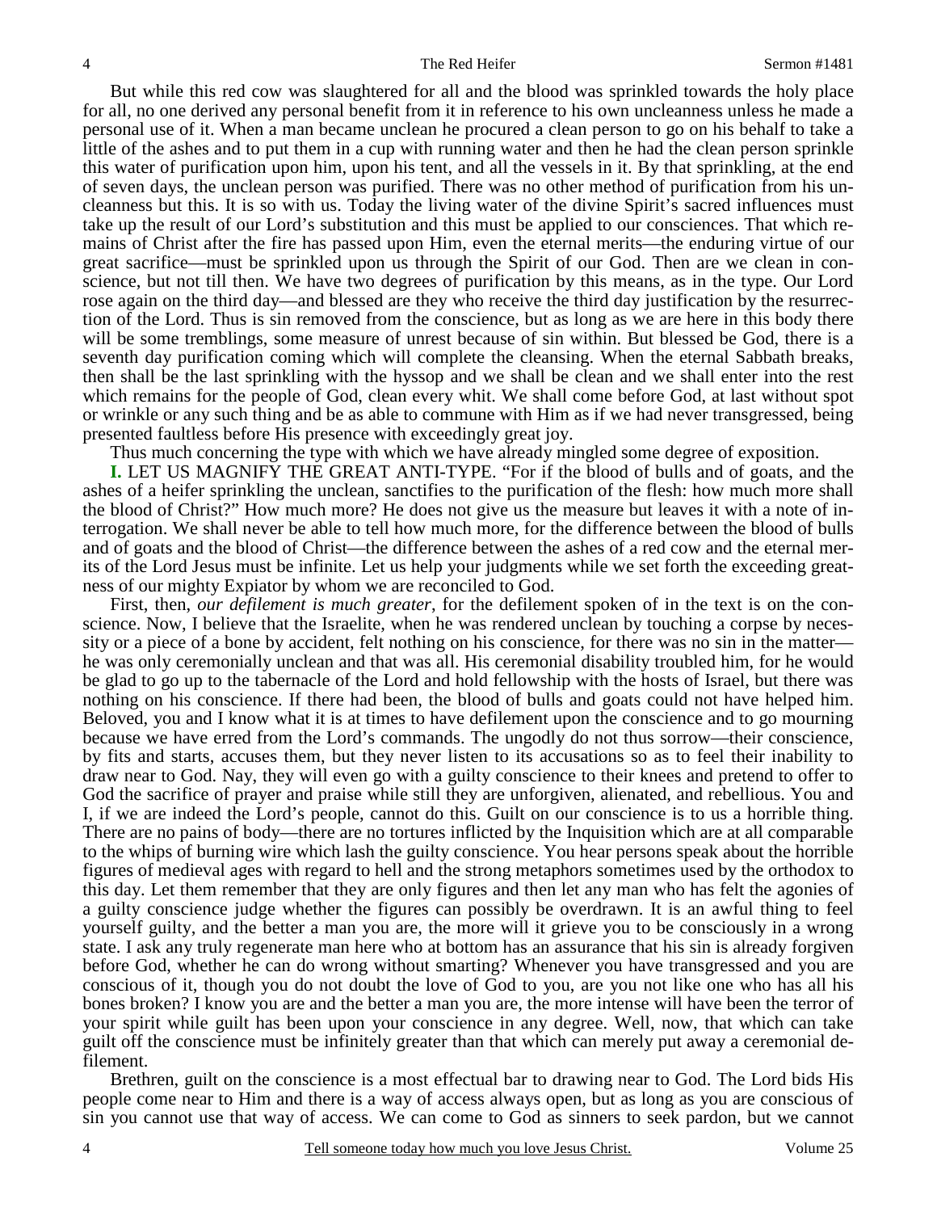But while this red cow was slaughtered for all and the blood was sprinkled towards the holy place for all, no one derived any personal benefit from it in reference to his own uncleanness unless he made a personal use of it. When a man became unclean he procured a clean person to go on his behalf to take a little of the ashes and to put them in a cup with running water and then he had the clean person sprinkle this water of purification upon him, upon his tent, and all the vessels in it. By that sprinkling, at the end of seven days, the unclean person was purified. There was no other method of purification from his uncleanness but this. It is so with us. Today the living water of the divine Spirit's sacred influences must take up the result of our Lord's substitution and this must be applied to our consciences. That which remains of Christ after the fire has passed upon Him, even the eternal merits—the enduring virtue of our great sacrifice—must be sprinkled upon us through the Spirit of our God. Then are we clean in conscience, but not till then. We have two degrees of purification by this means, as in the type. Our Lord rose again on the third day—and blessed are they who receive the third day justification by the resurrection of the Lord. Thus is sin removed from the conscience, but as long as we are here in this body there will be some tremblings, some measure of unrest because of sin within. But blessed be God, there is a seventh day purification coming which will complete the cleansing. When the eternal Sabbath breaks, then shall be the last sprinkling with the hyssop and we shall be clean and we shall enter into the rest which remains for the people of God, clean every whit. We shall come before God, at last without spot or wrinkle or any such thing and be as able to commune with Him as if we had never transgressed, being presented faultless before His presence with exceedingly great joy.

Thus much concerning the type with which we have already mingled some degree of exposition.

**I.** LET US MAGNIFY THE GREAT ANTI-TYPE. "For if the blood of bulls and of goats, and the ashes of a heifer sprinkling the unclean, sanctifies to the purification of the flesh: how much more shall the blood of Christ?" How much more? He does not give us the measure but leaves it with a note of interrogation. We shall never be able to tell how much more, for the difference between the blood of bulls and of goats and the blood of Christ—the difference between the ashes of a red cow and the eternal merits of the Lord Jesus must be infinite. Let us help your judgments while we set forth the exceeding greatness of our mighty Expiator by whom we are reconciled to God.

First, then, *our defilement is much greater*, for the defilement spoken of in the text is on the conscience. Now, I believe that the Israelite, when he was rendered unclean by touching a corpse by necessity or a piece of a bone by accident, felt nothing on his conscience, for there was no sin in the matter—he was only ceremonially unclean and that was all. His ceremonial disability troubled him, for he would be glad to go up to the tabernacle of the Lord and hold fellowship with the hosts of Israel, but there was nothing on his conscience. If there had been, the blood of bulls and goats could not have helped him. Beloved, you and I know what it is at times to have defilement upon the conscience and to go mourning because we have erred from the Lord's commands. The ungodly do not thus sorrow—their conscience, by fits and starts, accuses them, but they never listen to its accusations so as to feel their inability to draw near to God. Nay, they will even go with a guilty conscience to their knees and pretend to offer to God the sacrifice of prayer and praise while still they are unforgiven, alienated, and rebellious. You and I, if we are indeed the Lord's people, cannot do this. Guilt on our conscience is to us a horrible thing. There are no pains of body—there are no tortures inflicted by the Inquisition which are at all comparable to the whips of burning wire which lash the guilty conscience. You hear persons speak about the horrible figures of medieval ages with regard to hell and the strong metaphors sometimes used by the orthodox to this day. Let them remember that they are only figures and then let any man who has felt the agonies of a guilty conscience judge whether the figures can possibly be overdrawn. It is an awful thing to feel yourself guilty, and the better a man you are, the more will it grieve you to be consciously in a wrong state. I ask any truly regenerate man here who at bottom has an assurance that his sin is already forgiven before God, whether he can do wrong without smarting? Whenever you have transgressed and you are conscious of it, though you do not doubt the love of God to you, are you not like one who has all his bones broken? I know you are and the better a man you are, the more intense will have been the terror of your spirit while guilt has been upon your conscience in any degree. Well, now, that which can take guilt off the conscience must be infinitely greater than that which can merely put away a ceremonial defilement.

Brethren, guilt on the conscience is a most effectual bar to drawing near to God. The Lord bids His people come near to Him and there is a way of access always open, but as long as you are conscious of sin you cannot use that way of access. We can come to God as sinners to seek pardon, but we cannot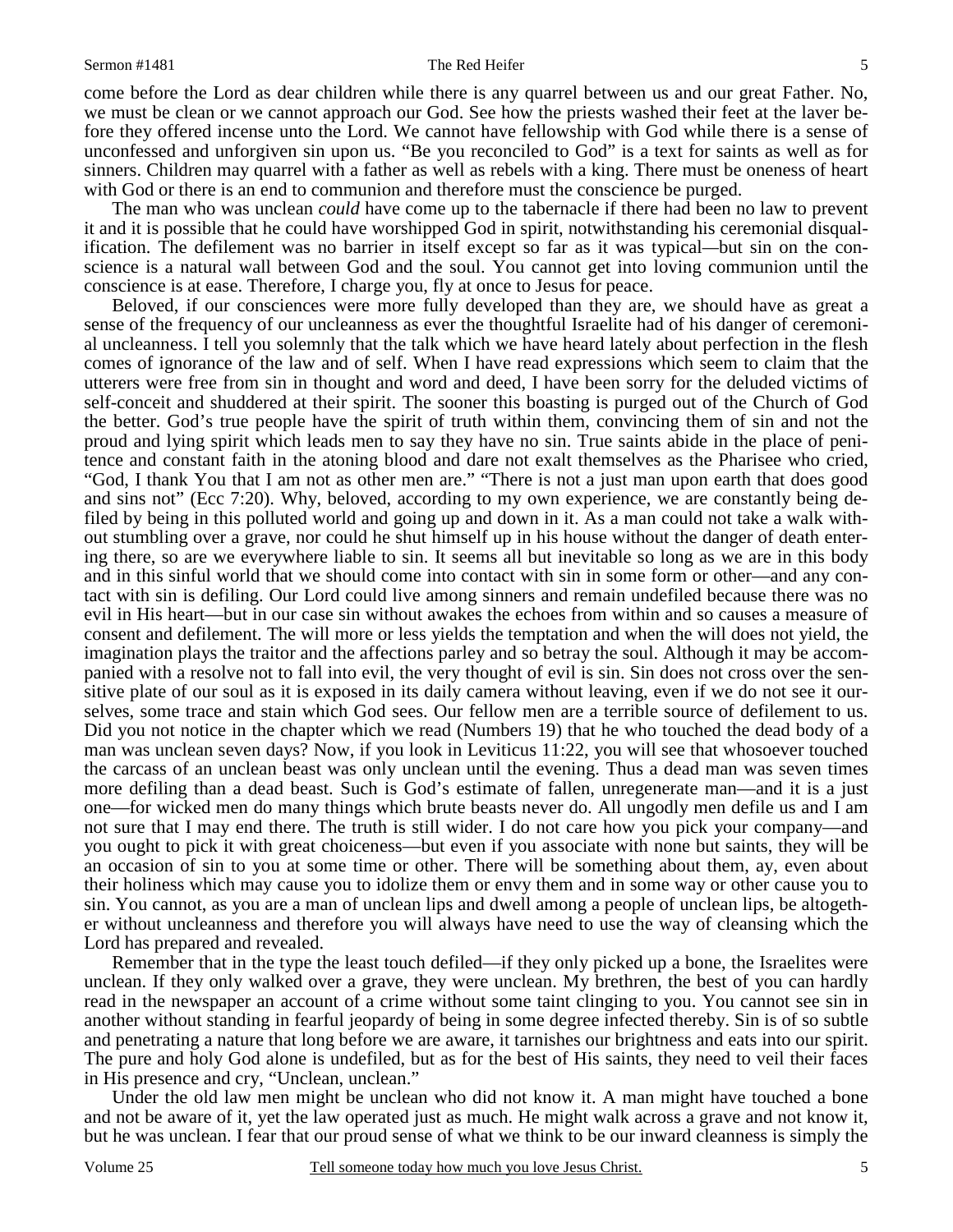come before the Lord as dear children while there is any quarrel between us and our great Father. No, we must be clean or we cannot approach our God. See how the priests washed their feet at the laver before they offered incense unto the Lord. We cannot have fellowship with God while there is a sense of unconfessed and unforgiven sin upon us. "Be you reconciled to God" is a text for saints as well as for sinners. Children may quarrel with a father as well as rebels with a king. There must be oneness of heart with God or there is an end to communion and therefore must the conscience be purged.

The man who was unclean *could* have come up to the tabernacle if there had been no law to prevent it and it is possible that he could have worshipped God in spirit, notwithstanding his ceremonial disqualification. The defilement was no barrier in itself except so far as it was typical—but sin on the conscience is a natural wall between God and the soul. You cannot get into loving communion until the conscience is at ease. Therefore, I charge you, fly at once to Jesus for peace.

Beloved, if our consciences were more fully developed than they are, we should have as great a sense of the frequency of our uncleanness as ever the thoughtful Israelite had of his danger of ceremonial uncleanness. I tell you solemnly that the talk which we have heard lately about perfection in the flesh comes of ignorance of the law and of self. When I have read expressions which seem to claim that the utterers were free from sin in thought and word and deed, I have been sorry for the deluded victims of self-conceit and shuddered at their spirit. The sooner this boasting is purged out of the Church of God the better. God's true people have the spirit of truth within them, convincing them of sin and not the proud and lying spirit which leads men to say they have no sin. True saints abide in the place of penitence and constant faith in the atoning blood and dare not exalt themselves as the Pharisee who cried, "God, I thank You that I am not as other men are." "There is not a just man upon earth that does good and sins not" (Ecc 7:20). Why, beloved, according to my own experience, we are constantly being defiled by being in this polluted world and going up and down in it. As a man could not take a walk without stumbling over a grave, nor could he shut himself up in his house without the danger of death entering there, so are we everywhere liable to sin. It seems all but inevitable so long as we are in this body and in this sinful world that we should come into contact with sin in some form or other—and any contact with sin is defiling. Our Lord could live among sinners and remain undefiled because there was no evil in His heart—but in our case sin without awakes the echoes from within and so causes a measure of consent and defilement. The will more or less yields the temptation and when the will does not yield, the imagination plays the traitor and the affections parley and so betray the soul. Although it may be accompanied with a resolve not to fall into evil, the very thought of evil is sin. Sin does not cross over the sensitive plate of our soul as it is exposed in its daily camera without leaving, even if we do not see it ourselves, some trace and stain which God sees. Our fellow men are a terrible source of defilement to us. Did you not notice in the chapter which we read (Numbers 19) that he who touched the dead body of a man was unclean seven days? Now, if you look in Leviticus 11:22, you will see that whosoever touched the carcass of an unclean beast was only unclean until the evening. Thus a dead man was seven times more defiling than a dead beast. Such is God's estimate of fallen, unregenerate man—and it is a just one—for wicked men do many things which brute beasts never do. All ungodly men defile us and I am not sure that I may end there. The truth is still wider. I do not care how you pick your company—and you ought to pick it with great choiceness—but even if you associate with none but saints, they will be an occasion of sin to you at some time or other. There will be something about them, ay, even about their holiness which may cause you to idolize them or envy them and in some way or other cause you to sin. You cannot, as you are a man of unclean lips and dwell among a people of unclean lips, be altogether without uncleanness and therefore you will always have need to use the way of cleansing which the Lord has prepared and revealed.

Remember that in the type the least touch defiled—if they only picked up a bone, the Israelites were unclean. If they only walked over a grave, they were unclean. My brethren, the best of you can hardly read in the newspaper an account of a crime without some taint clinging to you. You cannot see sin in another without standing in fearful jeopardy of being in some degree infected thereby. Sin is of so subtle and penetrating a nature that long before we are aware, it tarnishes our brightness and eats into our spirit. The pure and holy God alone is undefiled, but as for the best of His saints, they need to veil their faces in His presence and cry, "Unclean, unclean."

Under the old law men might be unclean who did not know it. A man might have touched a bone and not be aware of it, yet the law operated just as much. He might walk across a grave and not know it, but he was unclean. I fear that our proud sense of what we think to be our inward cleanness is simply the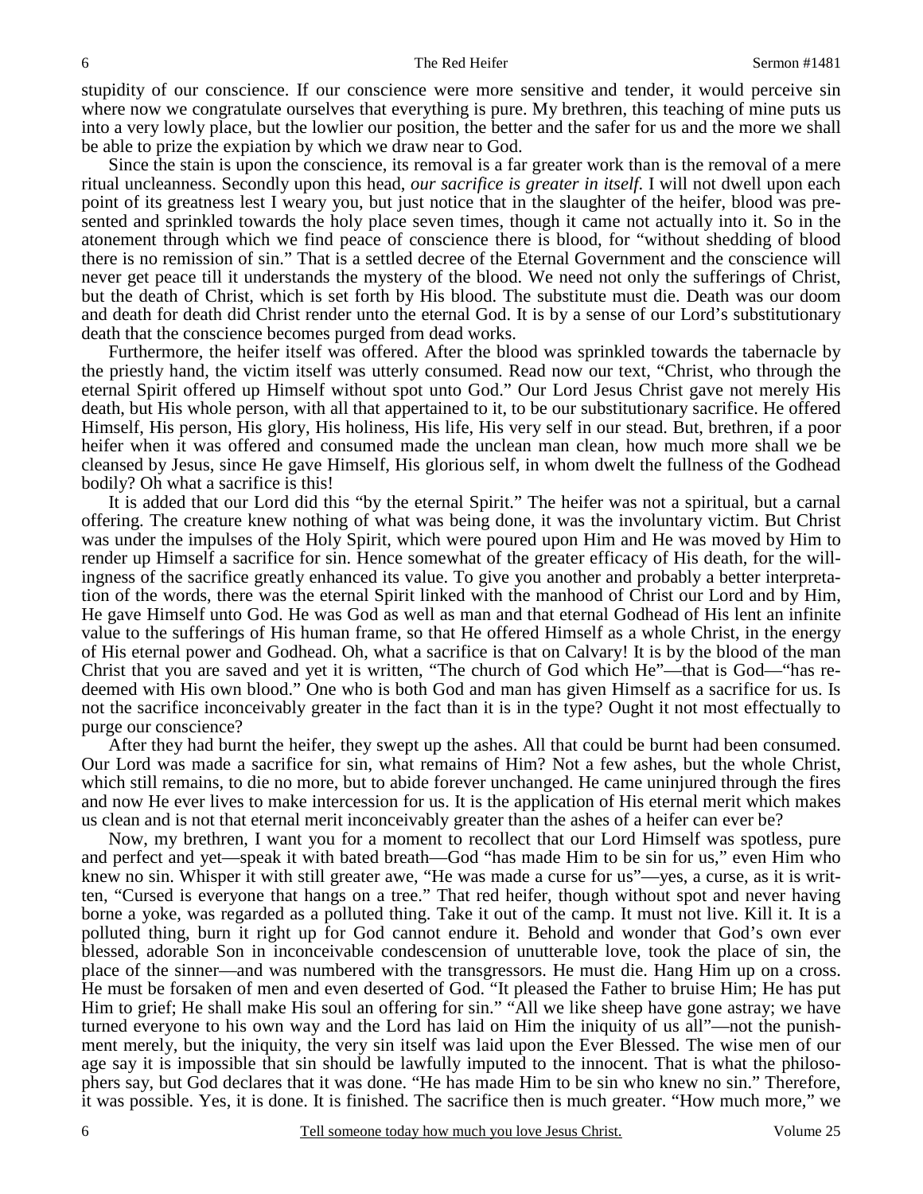stupidity of our conscience. If our conscience were more sensitive and tender, it would perceive sin where now we congratulate ourselves that everything is pure. My brethren, this teaching of mine puts us into a very lowly place, but the lowlier our position, the better and the safer for us and the more we shall be able to prize the expiation by which we draw near to God.

Since the stain is upon the conscience, its removal is a far greater work than is the removal of a mere ritual uncleanness. Secondly upon this head, *our sacrifice is greater in itself.* I will not dwell upon each point of its greatness lest I weary you, but just notice that in the slaughter of the heifer, blood was presented and sprinkled towards the holy place seven times, though it came not actually into it. So in the atonement through which we find peace of conscience there is blood, for "without shedding of blood there is no remission of sin." That is a settled decree of the Eternal Government and the conscience will never get peace till it understands the mystery of the blood. We need not only the sufferings of Christ, but the death of Christ, which is set forth by His blood. The substitute must die. Death was our doom and death for death did Christ render unto the eternal God. It is by a sense of our Lord's substitutionary death that the conscience becomes purged from dead works.

Furthermore, the heifer itself was offered. After the blood was sprinkled towards the tabernacle by the priestly hand, the victim itself was utterly consumed. Read now our text, "Christ, who through the eternal Spirit offered up Himself without spot unto God." Our Lord Jesus Christ gave not merely His death, but His whole person, with all that appertained to it, to be our substitutionary sacrifice. He offered Himself, His person, His glory, His holiness, His life, His very self in our stead. But, brethren, if a poor heifer when it was offered and consumed made the unclean man clean, how much more shall we be cleansed by Jesus, since He gave Himself, His glorious self, in whom dwelt the fullness of the Godhead bodily? Oh what a sacrifice is this!

It is added that our Lord did this "by the eternal Spirit." The heifer was not a spiritual, but a carnal offering. The creature knew nothing of what was being done, it was the involuntary victim. But Christ was under the impulses of the Holy Spirit, which were poured upon Him and He was moved by Him to render up Himself a sacrifice for sin. Hence somewhat of the greater efficacy of His death, for the willingness of the sacrifice greatly enhanced its value. To give you another and probably a better interpretation of the words, there was the eternal Spirit linked with the manhood of Christ our Lord and by Him, He gave Himself unto God. He was God as well as man and that eternal Godhead of His lent an infinite value to the sufferings of His human frame, so that He offered Himself as a whole Christ, in the energy of His eternal power and Godhead. Oh, what a sacrifice is that on Calvary! It is by the blood of the man Christ that you are saved and yet it is written, "The church of God which He"—that is God—"has redeemed with His own blood." One who is both God and man has given Himself as a sacrifice for us. Is not the sacrifice inconceivably greater in the fact than it is in the type? Ought it not most effectually to purge our conscience?

After they had burnt the heifer, they swept up the ashes. All that could be burnt had been consumed. Our Lord was made a sacrifice for sin, what remains of Him? Not a few ashes, but the whole Christ, which still remains, to die no more, but to abide forever unchanged. He came uninjured through the fires and now He ever lives to make intercession for us. It is the application of His eternal merit which makes us clean and is not that eternal merit inconceivably greater than the ashes of a heifer can ever be?

Now, my brethren, I want you for a moment to recollect that our Lord Himself was spotless, pure and perfect and yet—speak it with bated breath—God "has made Him to be sin for us," even Him who knew no sin. Whisper it with still greater awe, "He was made a curse for us"—yes, a curse, as it is written, "Cursed is everyone that hangs on a tree." That red heifer, though without spot and never having borne a yoke, was regarded as a polluted thing. Take it out of the camp. It must not live. Kill it. It is a polluted thing, burn it right up for God cannot endure it. Behold and wonder that God's own ever blessed, adorable Son in inconceivable condescension of unutterable love, took the place of sin, the place of the sinner—and was numbered with the transgressors. He must die. Hang Him up on a cross. He must be forsaken of men and even deserted of God. "It pleased the Father to bruise Him; He has put Him to grief; He shall make His soul an offering for sin." "All we like sheep have gone astray; we have turned everyone to his own way and the Lord has laid on Him the iniquity of us all"—not the punishment merely, but the iniquity, the very sin itself was laid upon the Ever Blessed. The wise men of our age say it is impossible that sin should be lawfully imputed to the innocent. That is what the philosophers say, but God declares that it was done. "He has made Him to be sin who knew no sin." Therefore, it was possible. Yes, it is done. It is finished. The sacrifice then is much greater. "How much more," we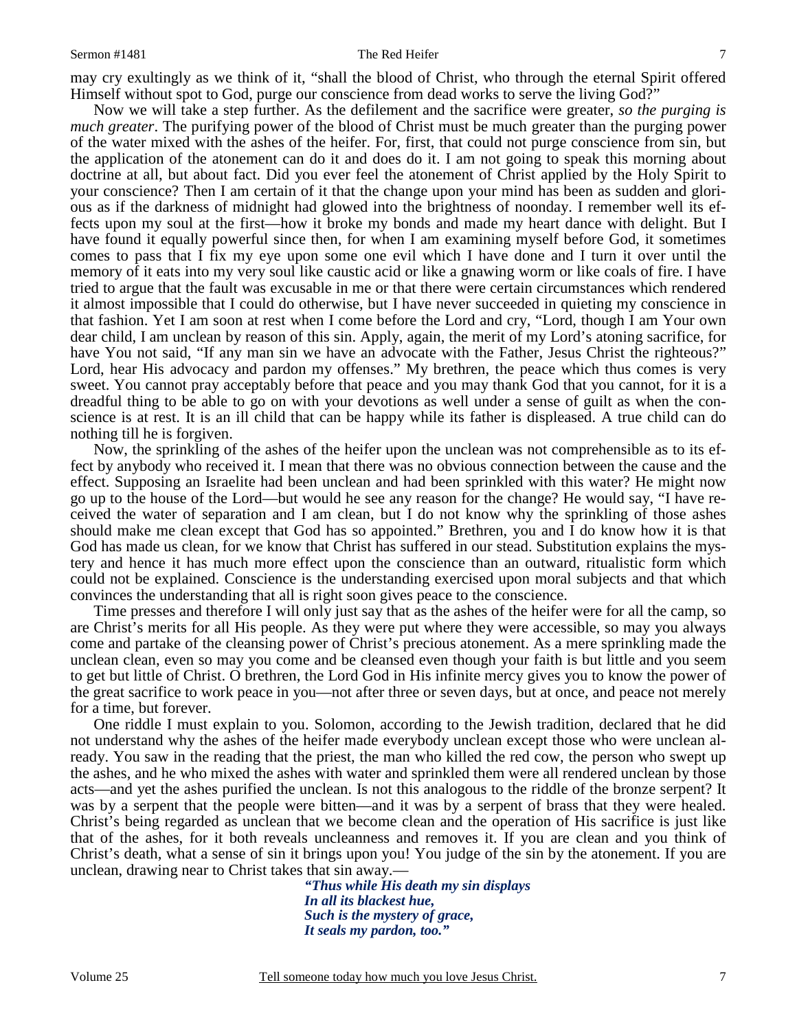may cry exultingly as we think of it, "shall the blood of Christ, who through the eternal Spirit offered Himself without spot to God, purge our conscience from dead works to serve the living God?"

Now we will take a step further. As the defilement and the sacrifice were greater, *so the purging is much greater*. The purifying power of the blood of Christ must be much greater than the purging power of the water mixed with the ashes of the heifer. For, first, that could not purge conscience from sin, but the application of the atonement can do it and does do it. I am not going to speak this morning about doctrine at all, but about fact. Did you ever feel the atonement of Christ applied by the Holy Spirit to your conscience? Then I am certain of it that the change upon your mind has been as sudden and glorious as if the darkness of midnight had glowed into the brightness of noonday. I remember well its effects upon my soul at the first—how it broke my bonds and made my heart dance with delight. But I have found it equally powerful since then, for when I am examining myself before God, it sometimes comes to pass that I fix my eye upon some one evil which I have done and I turn it over until the memory of it eats into my very soul like caustic acid or like a gnawing worm or like coals of fire. I have tried to argue that the fault was excusable in me or that there were certain circumstances which rendered it almost impossible that I could do otherwise, but I have never succeeded in quieting my conscience in that fashion. Yet I am soon at rest when I come before the Lord and cry, "Lord, though I am Your own dear child, I am unclean by reason of this sin. Apply, again, the merit of my Lord's atoning sacrifice, for have You not said, "If any man sin we have an advocate with the Father, Jesus Christ the righteous?" Lord, hear His advocacy and pardon my offenses." My brethren, the peace which thus comes is very sweet. You cannot pray acceptably before that peace and you may thank God that you cannot, for it is a dreadful thing to be able to go on with your devotions as well under a sense of guilt as when the conscience is at rest. It is an ill child that can be happy while its father is displeased. A true child can do nothing till he is forgiven.

Now, the sprinkling of the ashes of the heifer upon the unclean was not comprehensible as to its effect by anybody who received it. I mean that there was no obvious connection between the cause and the effect. Supposing an Israelite had been unclean and had been sprinkled with this water? He might now go up to the house of the Lord—but would he see any reason for the change? He would say, "I have received the water of separation and I am clean, but I do not know why the sprinkling of those ashes should make me clean except that God has so appointed." Brethren, you and I do know how it is that God has made us clean, for we know that Christ has suffered in our stead. Substitution explains the mystery and hence it has much more effect upon the conscience than an outward, ritualistic form which could not be explained. Conscience is the understanding exercised upon moral subjects and that which convinces the understanding that all is right soon gives peace to the conscience.

Time presses and therefore I will only just say that as the ashes of the heifer were for all the camp, so are Christ's merits for all His people. As they were put where they were accessible, so may you always come and partake of the cleansing power of Christ's precious atonement. As a mere sprinkling made the unclean clean, even so may you come and be cleansed even though your faith is but little and you seem to get but little of Christ. O brethren, the Lord God in His infinite mercy gives you to know the power of the great sacrifice to work peace in you—not after three or seven days, but at once, and peace not merely for a time, but forever.

One riddle I must explain to you. Solomon, according to the Jewish tradition, declared that he did not understand why the ashes of the heifer made everybody unclean except those who were unclean already. You saw in the reading that the priest, the man who killed the red cow, the person who swept up the ashes, and he who mixed the ashes with water and sprinkled them were all rendered unclean by those acts—and yet the ashes purified the unclean. Is not this analogous to the riddle of the bronze serpent? It was by a serpent that the people were bitten—and it was by a serpent of brass that they were healed. Christ's being regarded as unclean that we become clean and the operation of His sacrifice is just like that of the ashes, for it both reveals uncleanness and removes it. If you are clean and you think of Christ's death, what a sense of sin it brings upon you! You judge of the sin by the atonement. If you are unclean, drawing near to Christ takes that sin away.—

> ***"Thus while His death my sin displays***
> ***In all its blackest hue,***
> ***Such is the mystery of grace,***
> ***It seals my pardon, too."***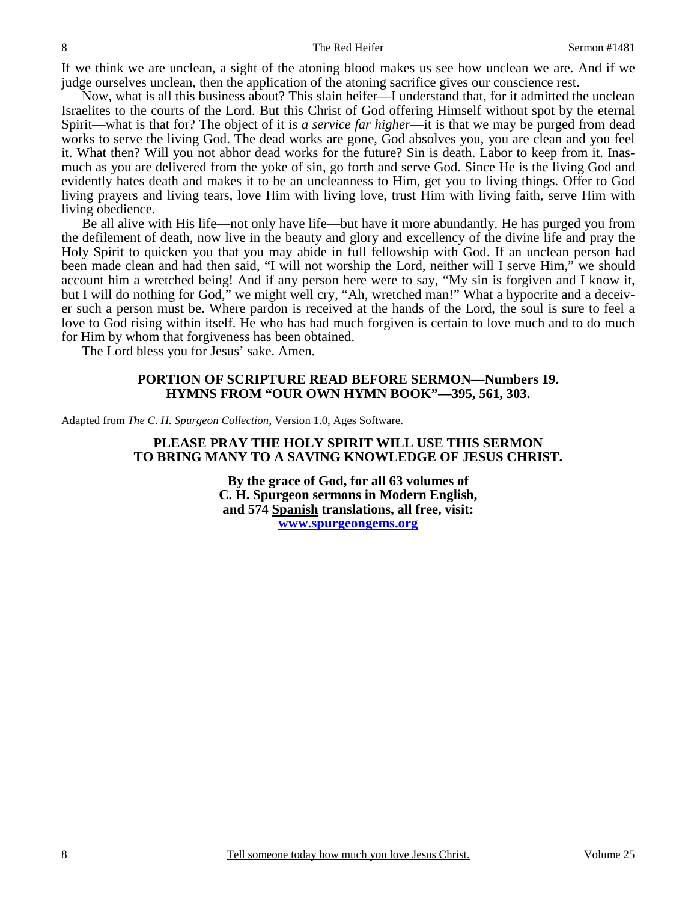If we think we are unclean, a sight of the atoning blood makes us see how unclean we are. And if we judge ourselves unclean, then the application of the atoning sacrifice gives our conscience rest.

Now, what is all this business about? This slain heifer—I understand that, for it admitted the unclean Israelites to the courts of the Lord. But this Christ of God offering Himself without spot by the eternal Spirit—what is that for? The object of it is *a service far higher*—it is that we may be purged from dead works to serve the living God. The dead works are gone, God absolves you, you are clean and you feel it. What then? Will you not abhor dead works for the future? Sin is death. Labor to keep from it. Inasmuch as you are delivered from the yoke of sin, go forth and serve God. Since He is the living God and evidently hates death and makes it to be an uncleanness to Him, get you to living things. Offer to God living prayers and living tears, love Him with living love, trust Him with living faith, serve Him with living obedience.

Be all alive with His life—not only have life—but have it more abundantly. He has purged you from the defilement of death, now live in the beauty and glory and excellency of the divine life and pray the Holy Spirit to quicken you that you may abide in full fellowship with God. If an unclean person had been made clean and had then said, "I will not worship the Lord, neither will I serve Him," we should account him a wretched being! And if any person here were to say, "My sin is forgiven and I know it, but I will do nothing for God," we might well cry, "Ah, wretched man!" What a hypocrite and a deceiver such a person must be. Where pardon is received at the hands of the Lord, the soul is sure to feel a love to God rising within itself. He who has had much forgiven is certain to love much and to do much for Him by whom that forgiveness has been obtained.

The Lord bless you for Jesus' sake. Amen.

**PORTION OF SCRIPTURE READ BEFORE SERMON—Numbers 19.**
**HYMNS FROM "OUR OWN HYMN BOOK"—395, 561, 303.**

Adapted from *The C. H. Spurgeon Collection*, Version 1.0, Ages Software.

**PLEASE PRAY THE HOLY SPIRIT WILL USE THIS SERMON TO BRING MANY TO A SAVING KNOWLEDGE OF JESUS CHRIST.**

**By the grace of God, for all 63 volumes of C. H. Spurgeon sermons in Modern English, and 574 Spanish translations, all free, visit: www.spurgeongems.org**